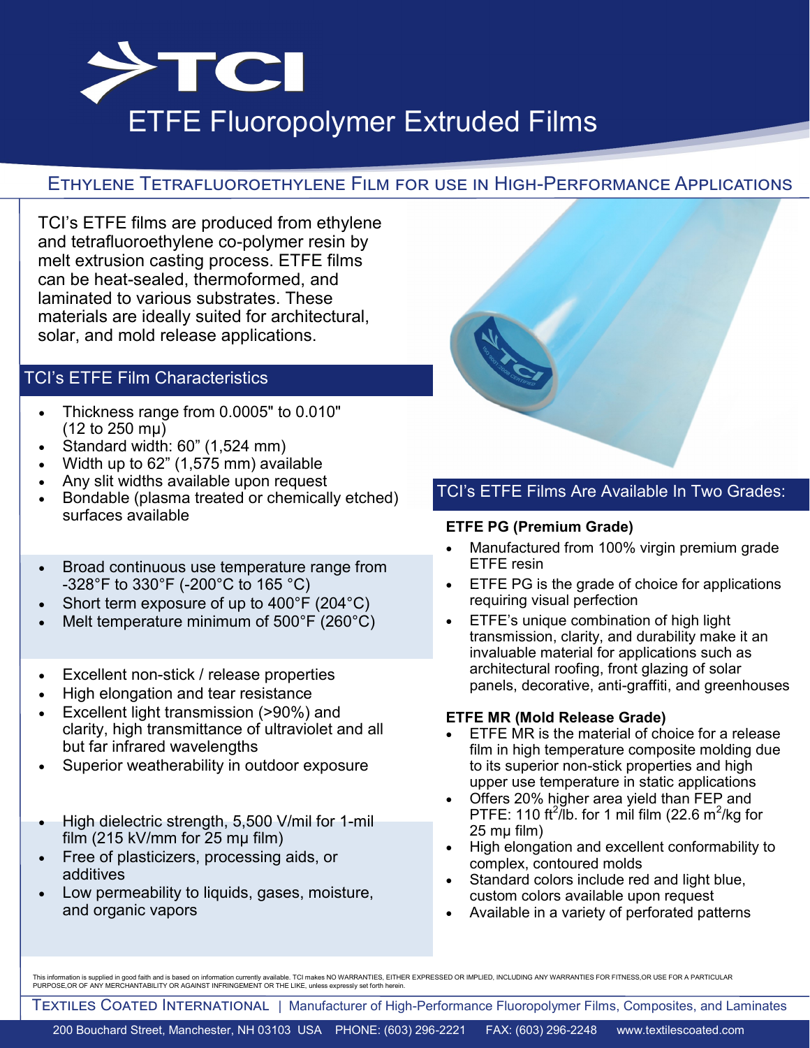# TCI

# ETFE Fluoropolymer Extruded Films

## Ethylene Tetrafluoroethylene Film for use in High-Performance Applications

TCI's ETFE films are produced from ethylene and tetrafluoroethylene co-polymer resin by melt extrusion casting process. ETFE films can be heat-sealed, thermoformed, and laminated to various substrates. These materials are ideally suited for architectural, solar, and mold release applications.

### TCI's ETFE Film Characteristics

- Thickness range from 0.0005" to 0.010" (12 to 250 mµ)
- Standard width: 60" (1,524 mm)
- Width up to 62" (1,575 mm) available
- Any slit widths available upon request
- Bondable (plasma treated or chemically etched) surfaces available

- Broad continuous use temperature range from -328°F to 330°F (-200°C to 165 °C)
- Short term exposure of up to 400°F (204°C)
- Melt temperature minimum of 500°F (260°C)

- Excellent non-stick / release properties
- High elongation and tear resistance
- Excellent light transmission (>90%) and clarity, high transmittance of ultraviolet and all but far infrared wavelengths
- Superior weatherability in outdoor exposure

- High dielectric strength, 5,500 V/mil for 1-mil film (215 kV/mm for 25 mµ film)
- Free of plasticizers, processing aids, or additives
- Low permeability to liquids, gases, moisture, and organic vapors

### TCI's ETFE Films Are Available In Two Grades:

**ETFE PG (Premium Grade)**

- Manufactured from 100% virgin premium grade ETFE resin
- ETFE PG is the grade of choice for applications requiring visual perfection
- ETFE's unique combination of high light transmission, clarity, and durability make it an invaluable material for applications such as architectural roofing, front glazing of solar panels, decorative, anti-graffiti, and greenhouses

**ETFE MR (Mold Release Grade)**

- ETFE MR is the material of choice for a release film in high temperature composite molding due to its superior non-stick properties and high upper use temperature in static applications
- Offers 20% higher area yield than FEP and PTFE: 110 $ft^2$/lb. for 1 mil film (22.6 $m^2$/kg for 25 mµ film)
- High elongation and excellent conformability to complex, contoured molds
- Standard colors include red and light blue, custom colors available upon request
- Available in a variety of perforated patterns

This information is supplied in good faith and is based on information currently available. TCI makes NO WARRANTIES, EITHER EXPRESSED OR IMPLIED, INCLUDING ANY WARRANTIES FOR FITNESS,OR USE FOR A PARTICULAR PURPOSE,OR OF ANY MERCHANTABILITY OR AGAINST INFRINGEMENT OR THE LIKE, unless expressly set forth herein.

Textiles Coated International | Manufacturer of High-Performance Fluoropolymer Films, Composites, and Laminates

200 Bouchard Street, Manchester, NH 03103 USA PHONE: (603) 296-2221 FAX: (603) 296-2248 www.textilescoated.com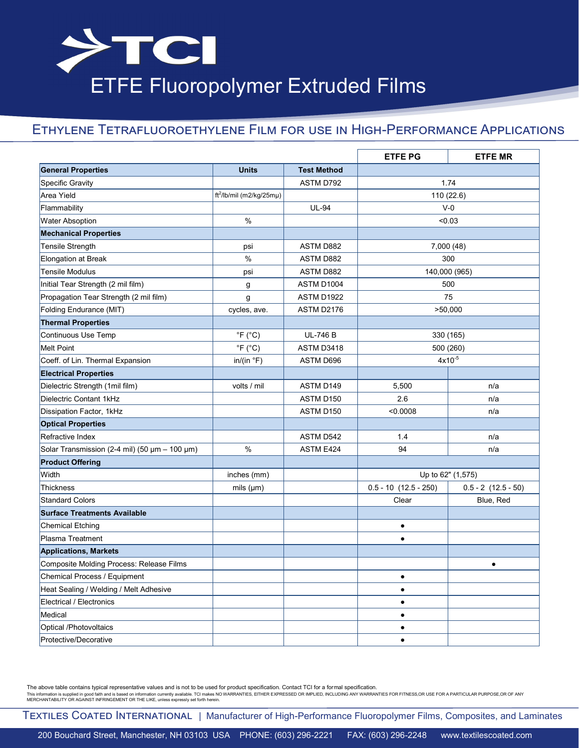# TCI

## ETFE Fluoropolymer Extruded Films

### Ethylene Tetrafluoroethylene Film for use in High-Performance Applications

| General Properties | Units | Test Method | ETFE PG | ETFE MR |
|---|---|---|---|---|
| Specific Gravity | | ASTM D792 | 1.74 | |
| Area Yield | $ft^2$/lb/mil (m2/kg/25mμ) | | 110 (22.6) | |
| Flammability | | UL-94 | V-0 | |
| Water Absoption | % | | <0.03 | |
| **Mechanical Properties** | | | | |
| Tensile Strength | psi | ASTM D882 | 7,000 (48) | |
| Elongation at Break | % | ASTM D882 | 300 | |
| Tensile Modulus | psi | ASTM D882 | 140,000 (965) | |
| Initial Tear Strength (2 mil film) | g | ASTM D1004 | 500 | |
| Propagation Tear Strength (2 mil film) | g | ASTM D1922 | 75 | |
| Folding Endurance (MIT) | cycles, ave. | ASTM D2176 | >50,000 | |
| **Thermal Properties** | | | | |
| Continuous Use Temp | °F (°C) | UL-746 B | 330 (165) | |
| Melt Point | °F (°C) | ASTM D3418 | 500 (260) | |
| Coeff. of Lin. Thermal Expansion | in/(in °F) | ASTM D696 | $4x10^{-5}$ | |
| **Electrical Properties** | | | | |
| Dielectric Strength (1mil film) | volts / mil | ASTM D149 | 5,500 | n/a |
| Dielectric Contant 1kHz | | ASTM D150 | 2.6 | n/a |
| Dissipation Factor, 1kHz | | ASTM D150 | <0.0008 | n/a |
| **Optical Properties** | | | | |
| Refractive Index | | ASTM D542 | 1.4 | n/a |
| Solar Transmission (2-4 mil) (50 µm – 100 µm) | % | ASTM E424 | 94 | n/a |
| **Product Offering** | | | | |
| Width | inches (mm) | | Up to 62" (1,575) | |
| Thickness | mils (µm) | | 0.5 - 10 (12.5 - 250) | 0.5 - 2 (12.5 - 50) |
| Standard Colors | | | Clear | Blue, Red |
| **Surface Treatments Available** | | | | |
| Chemical Etching | | | ● | |
| Plasma Treatment | | | ● | |
| **Applications, Markets** | | | | |
| Composite Molding Process: Release Films | | | | ● |
| Chemical Process / Equipment | | | ● | |
| Heat Sealing / Welding / Melt Adhesive | | | ● | |
| Electrical / Electronics | | | ● | |
| Medical | | | ● | |
| Optical /Photovoltaics | | | ● | |
| Protective/Decorative | | | ● | |

The above table contains typical representative values and is not to be used for product specification. Contact TCI for a formal specification.

This information is supplied in good faith and is based on information currently available. TCI makes NO WARRANTIES, EITHER EXPRESSED OR IMPLIED, INCLUDING ANY WARRANTIES FOR FITNESS,OR USE FOR A PARTICULAR PURPOSE,OR OF ANY MERCHANTABILITY OR AGAINST INFRINGEMENT OR THE LIKE, unless expressly set forth herein.

Textiles Coated International | Manufacturer of High-Performance Fluoropolymer Films, Composites, and Laminates

200 Bouchard Street, Manchester, NH 03103 USA PHONE: (603) 296-2221 FAX: (603) 296-2248 www.textilescoated.com